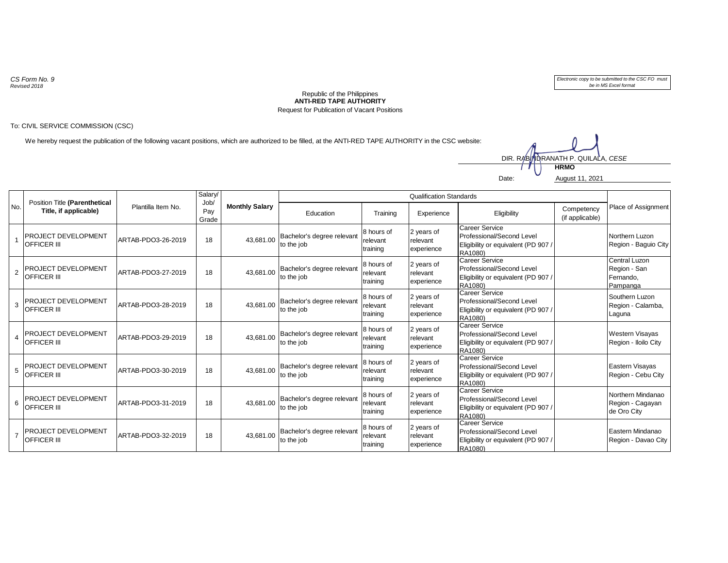*CS Form No. 9*
*Revised 2018*

*Electronic copy to be submitted to the CSC FO must be in MS Excel format*

Republic of the Philippines
**ANTI-RED TAPE AUTHORITY**
Request for Publication of Vacant Positions

To: CIVIL SERVICE COMMISSION (CSC)

We hereby request the publication of the following vacant positions, which are authorized to be filled, at the ANTI-RED TAPE AUTHORITY in the CSC website:

DIR. RABINDRANATH P. QUILALA, *CESE*
**HRMO**

Date: August 11, 2021

| No. | Position Title (Parenthetical Title, if applicable) | Plantilla Item No. | Salary/ Job/ Pay Grade | Monthly Salary | Qualification Standards | | | | | Place of Assignment |
|---|---|---|---|---|---|---|---|---|---|---|
| | | | | | Education | Training | Experience | Eligibility | Competency (if applicable) | |
| 1 | PROJECT DEVELOPMENT OFFICER III | ARTAB-PDO3-26-2019 | 18 | 43,681.00 | Bachelor's degree relevant to the job | 8 hours of relevant training | 2 years of relevant experience | Career Service Professional/Second Level Eligibility or equivalent (PD 907 / RA1080) | | Northern Luzon Region - Baguio City |
| 2 | PROJECT DEVELOPMENT OFFICER III | ARTAB-PDO3-27-2019 | 18 | 43,681.00 | Bachelor's degree relevant to the job | 8 hours of relevant training | 2 years of relevant experience | Career Service Professional/Second Level Eligibility or equivalent (PD 907 / RA1080) | | Central Luzon Region - San Fernando, Pampanga |
| 3 | PROJECT DEVELOPMENT OFFICER III | ARTAB-PDO3-28-2019 | 18 | 43,681.00 | Bachelor's degree relevant to the job | 8 hours of relevant training | 2 years of relevant experience | Career Service Professional/Second Level Eligibility or equivalent (PD 907 / RA1080) | | Southern Luzon Region - Calamba, Laguna |
| 4 | PROJECT DEVELOPMENT OFFICER III | ARTAB-PDO3-29-2019 | 18 | 43,681.00 | Bachelor's degree relevant to the job | 8 hours of relevant training | 2 years of relevant experience | Career Service Professional/Second Level Eligibility or equivalent (PD 907 / RA1080) | | Western Visayas Region - Iloilo City |
| 5 | PROJECT DEVELOPMENT OFFICER III | ARTAB-PDO3-30-2019 | 18 | 43,681.00 | Bachelor's degree relevant to the job | 8 hours of relevant training | 2 years of relevant experience | Career Service Professional/Second Level Eligibility or equivalent (PD 907 / RA1080) | | Eastern Visayas Region - Cebu City |
| 6 | PROJECT DEVELOPMENT OFFICER III | ARTAB-PDO3-31-2019 | 18 | 43,681.00 | Bachelor's degree relevant to the job | 8 hours of relevant training | 2 years of relevant experience | Career Service Professional/Second Level Eligibility or equivalent (PD 907 / RA1080) | | Northern Mindanao Region - Cagayan de Oro City |
| 7 | PROJECT DEVELOPMENT OFFICER III | ARTAB-PDO3-32-2019 | 18 | 43,681.00 | Bachelor's degree relevant to the job | 8 hours of relevant training | 2 years of relevant experience | Career Service Professional/Second Level Eligibility or equivalent (PD 907 / RA1080) | | Eastern Mindanao Region - Davao City |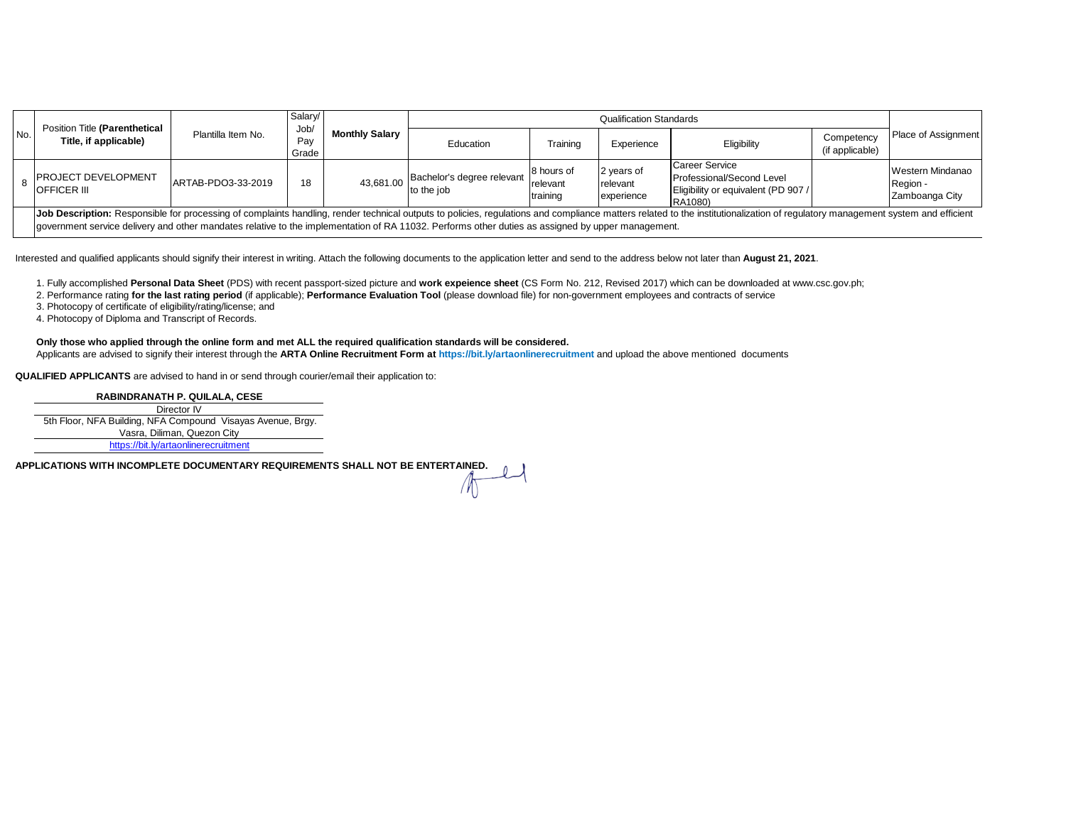| No. | Position Title **(Parenthetical Title, if applicable)** | Plantilla Item No. | Salary/ Job/ Pay Grade | **Monthly Salary** | Qualification Standards | | | | | Place of Assignment |
|---|---|---|---|---|---|---|---|---|---|---|
| | | | | | Education | Training | Experience | Eligibility | Competency (if applicable) | |
| 8 | PROJECT DEVELOPMENT OFFICER III | ARTAB-PDO3-33-2019 | 18 | 43,681.00 | Bachelor's degree relevant to the job | 8 hours of relevant training | 2 years of relevant experience | Career Service Professional/Second Level Eligibility or equivalent (PD 907 / RA1080) | | Western Mindanao Region - Zamboanga City |
| | **Job Description:** Responsible for processing of complaints handling, render technical outputs to policies, regulations and compliance matters related to the institutionalization of regulatory management system and efficient government service delivery and other mandates relative to the implementation of RA 11032. Performs other duties as assigned by upper management. | | | | | | | | | |

Interested and qualified applicants should signify their interest in writing. Attach the following documents to the application letter and send to the address below not later than **August 21, 2021**.

1. Fully accomplished **Personal Data Sheet** (PDS) with recent passport-sized picture and **work expeience sheet** (CS Form No. 212, Revised 2017) which can be downloaded at www.csc.gov.ph;
2. Performance rating **for the last rating period** (if applicable); **Performance Evaluation Tool** (please download file) for non-government employees and contracts of service
3. Photocopy of certificate of eligibility/rating/license; and
4. Photocopy of Diploma and Transcript of Records.

**Only those who applied through the online form and met ALL the required qualification standards will be considered.**
Applicants are advised to signify their interest through the **ARTA Online Recruitment Form at https://bit.ly/artaonlinerecruitment** and upload the above mentioned documents

**QUALIFIED APPLICANTS** are advised to hand in or send through courier/email their application to:

**RABINDRANATH P. QUILALA, CESE**
Director IV
5th Floor, NFA Building, NFA Compound Visayas Avenue, Brgy. Vasra, Diliman, Quezon City
https://bit.ly/artaonlinerecruitment

**APPLICATIONS WITH INCOMPLETE DOCUMENTARY REQUIREMENTS SHALL NOT BE ENTERTAINED.**